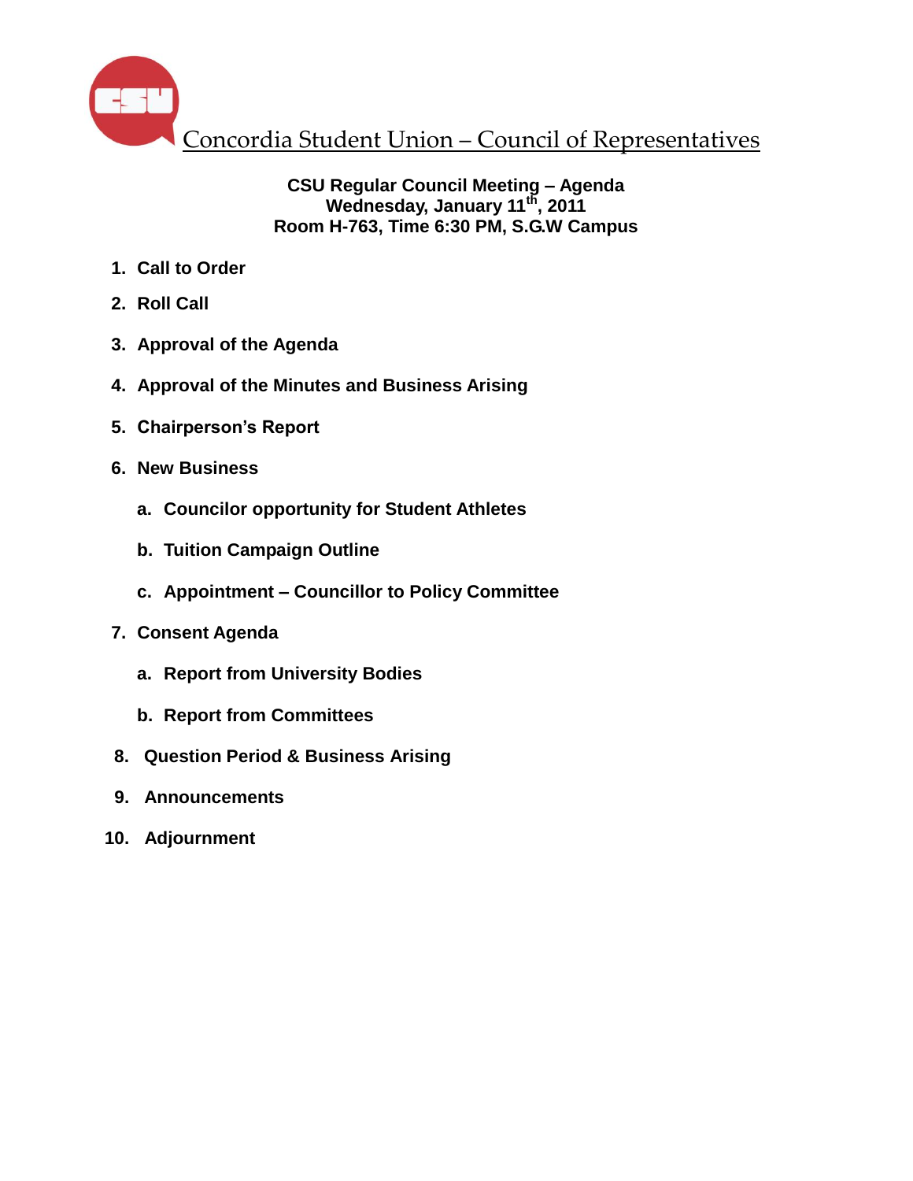# Concordia Student Union – Council of Representatives

**CSU Regular Council Meeting – Agenda**
**Wednesday, January 11th, 2011**
**Room H-763, Time 6:30 PM, S.G.W Campus**

1. **Call to Order**
2. **Roll Call**
3. **Approval of the Agenda**
4. **Approval of the Minutes and Business Arising**
5. **Chairperson's Report**
6. **New Business**
   a. **Councilor opportunity for Student Athletes**
   b. **Tuition Campaign Outline**
   c. **Appointment – Councillor to Policy Committee**
7. **Consent Agenda**
   a. **Report from University Bodies**
   b. **Report from Committees**
8. **Question Period & Business Arising**
9. **Announcements**
10. **Adjournment**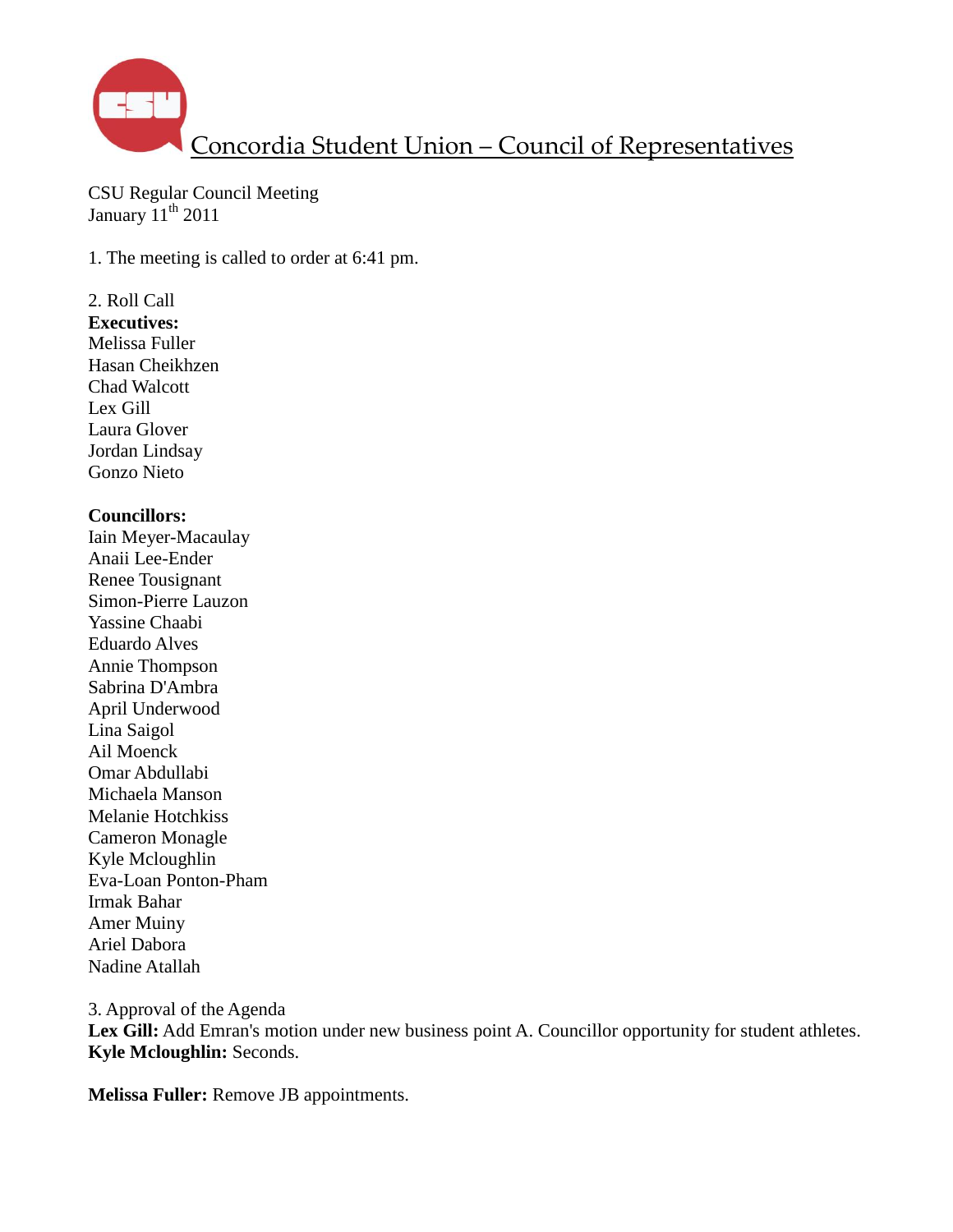# Concordia Student Union – Council of Representatives

CSU Regular Council Meeting
January 11th 2011

1. The meeting is called to order at 6:41 pm.

2. Roll Call

**Executives:**
Melissa Fuller
Hasan Cheikhzen
Chad Walcott
Lex Gill
Laura Glover
Jordan Lindsay
Gonzo Nieto

**Councillors:**
Iain Meyer-Macaulay
Anaii Lee-Ender
Renee Tousignant
Simon-Pierre Lauzon
Yassine Chaabi
Eduardo Alves
Annie Thompson
Sabrina D'Ambra
April Underwood
Lina Saigol
Ail Moenck
Omar Abdullabi
Michaela Manson
Melanie Hotchkiss
Cameron Monagle
Kyle Mcloughlin
Eva-Loan Ponton-Pham
Irmak Bahar
Amer Muiny
Ariel Dabora
Nadine Atallah

3. Approval of the Agenda

**Lex Gill:** Add Emran's motion under new business point A. Councillor opportunity for student athletes.
**Kyle Mcloughlin:** Seconds.

**Melissa Fuller:** Remove JB appointments.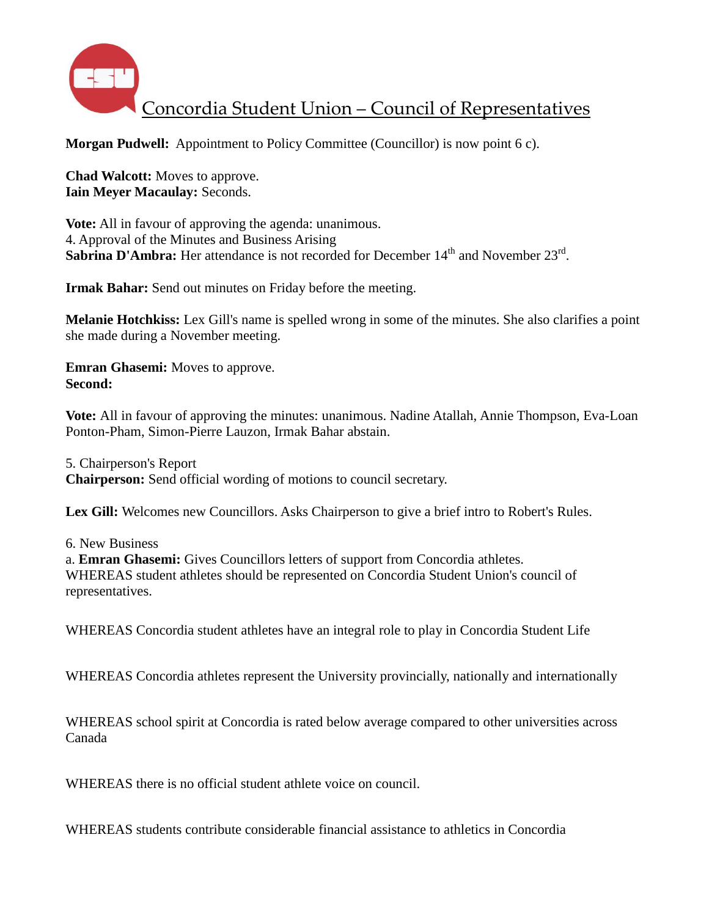**Morgan Pudwell:** Appointment to Policy Committee (Councillor) is now point 6 c).

**Chad Walcott:** Moves to approve.
**Iain Meyer Macaulay:** Seconds.

**Vote:** All in favour of approving the agenda: unanimous.
4. Approval of the Minutes and Business Arising
**Sabrina D'Ambra:** Her attendance is not recorded for December 14th and November 23rd.

**Irmak Bahar:** Send out minutes on Friday before the meeting.

**Melanie Hotchkiss:** Lex Gill's name is spelled wrong in some of the minutes. She also clarifies a point she made during a November meeting.

**Emran Ghasemi:** Moves to approve.
**Second:**

**Vote:** All in favour of approving the minutes: unanimous. Nadine Atallah, Annie Thompson, Eva-Loan Ponton-Pham, Simon-Pierre Lauzon, Irmak Bahar abstain.

5. Chairperson's Report
**Chairperson:** Send official wording of motions to council secretary.

**Lex Gill:** Welcomes new Councillors. Asks Chairperson to give a brief intro to Robert's Rules.

6. New Business
a. **Emran Ghasemi:** Gives Councillors letters of support from Concordia athletes.
WHEREAS student athletes should be represented on Concordia Student Union's council of representatives.

WHEREAS Concordia student athletes have an integral role to play in Concordia Student Life

WHEREAS Concordia athletes represent the University provincially, nationally and internationally

WHEREAS school spirit at Concordia is rated below average compared to other universities across Canada

WHEREAS there is no official student athlete voice on council.

WHEREAS students contribute considerable financial assistance to athletics in Concordia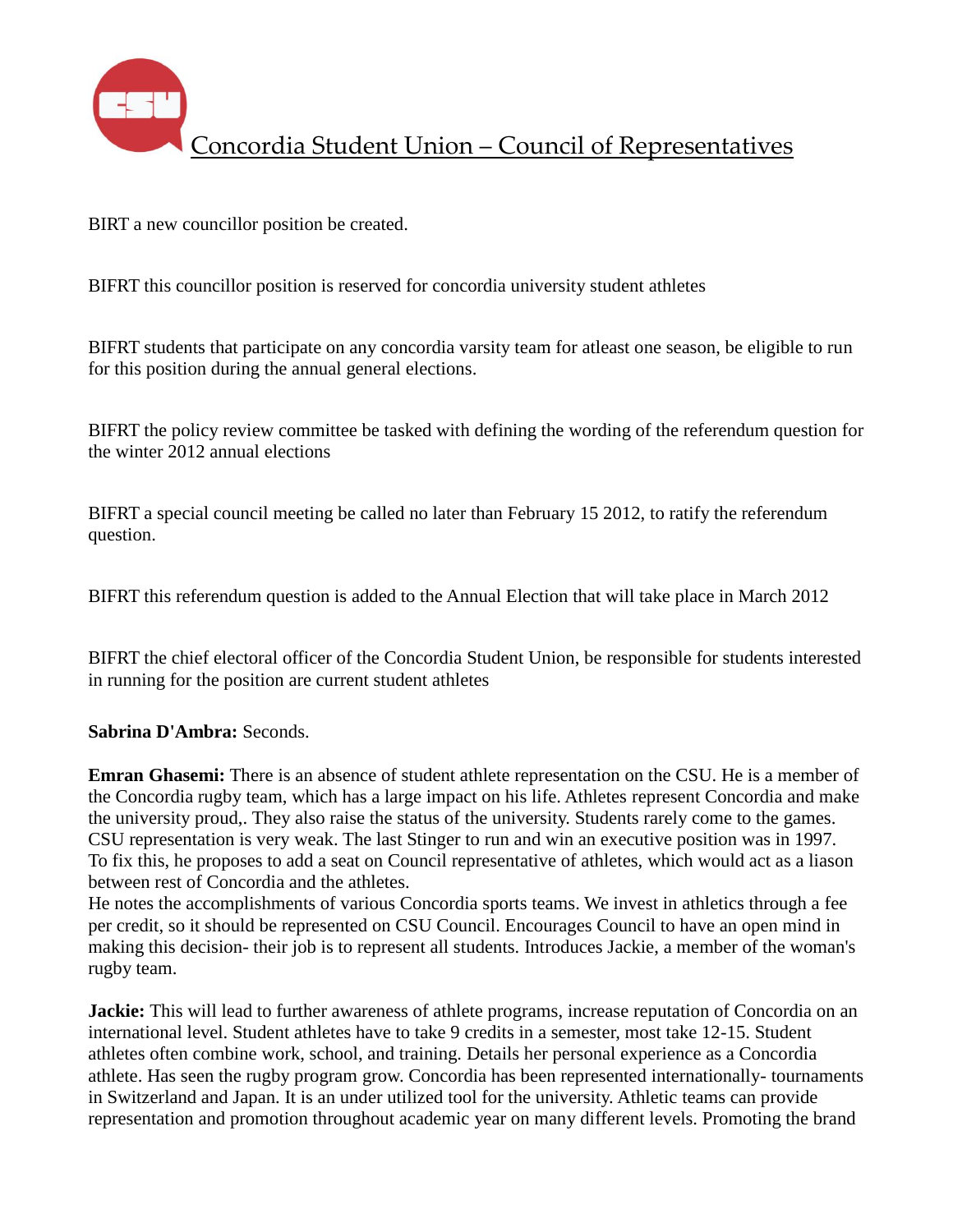# Concordia Student Union – Council of Representatives

BIRT a new councillor position be created.

BIFRT this councillor position is reserved for concordia university student athletes

BIFRT students that participate on any concordia varsity team for atleast one season, be eligible to run for this position during the annual general elections.

BIFRT the policy review committee be tasked with defining the wording of the referendum question for the winter 2012 annual elections

BIFRT a special council meeting be called no later than February 15 2012, to ratify the referendum question.

BIFRT this referendum question is added to the Annual Election that will take place in March 2012

BIFRT the chief electoral officer of the Concordia Student Union, be responsible for students interested in running for the position are current student athletes

**Sabrina D'Ambra:** Seconds.

**Emran Ghasemi:** There is an absence of student athlete representation on the CSU. He is a member of the Concordia rugby team, which has a large impact on his life. Athletes represent Concordia and make the university proud,. They also raise the status of the university. Students rarely come to the games. CSU representation is very weak. The last Stinger to run and win an executive position was in 1997. To fix this, he proposes to add a seat on Council representative of athletes, which would act as a liason between rest of Concordia and the athletes.
He notes the accomplishments of various Concordia sports teams. We invest in athletics through a fee per credit, so it should be represented on CSU Council. Encourages Council to have an open mind in making this decision- their job is to represent all students. Introduces Jackie, a member of the woman's rugby team.

**Jackie:** This will lead to further awareness of athlete programs, increase reputation of Concordia on an international level. Student athletes have to take 9 credits in a semester, most take 12-15. Student athletes often combine work, school, and training. Details her personal experience as a Concordia athlete. Has seen the rugby program grow. Concordia has been represented internationally- tournaments in Switzerland and Japan. It is an under utilized tool for the university. Athletic teams can provide representation and promotion throughout academic year on many different levels. Promoting the brand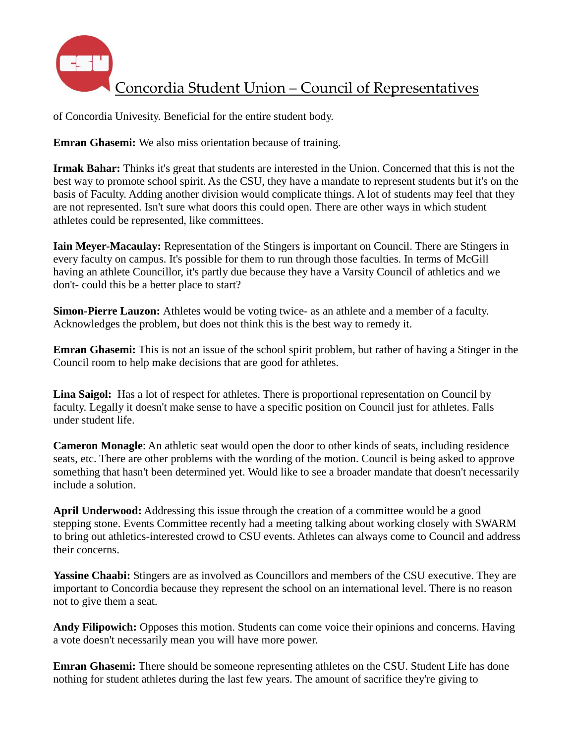of Concordia Univesity. Beneficial for the entire student body.

**Emran Ghasemi:** We also miss orientation because of training.

**Irmak Bahar:** Thinks it's great that students are interested in the Union. Concerned that this is not the best way to promote school spirit. As the CSU, they have a mandate to represent students but it's on the basis of Faculty. Adding another division would complicate things. A lot of students may feel that they are not represented. Isn't sure what doors this could open. There are other ways in which student athletes could be represented, like committees.

**Iain Meyer-Macaulay:** Representation of the Stingers is important on Council. There are Stingers in every faculty on campus. It's possible for them to run through those faculties. In terms of McGill having an athlete Councillor, it's partly due because they have a Varsity Council of athletics and we don't- could this be a better place to start?

**Simon-Pierre Lauzon:** Athletes would be voting twice- as an athlete and a member of a faculty. Acknowledges the problem, but does not think this is the best way to remedy it.

**Emran Ghasemi:** This is not an issue of the school spirit problem, but rather of having a Stinger in the Council room to help make decisions that are good for athletes.

**Lina Saigol:** Has a lot of respect for athletes. There is proportional representation on Council by faculty. Legally it doesn't make sense to have a specific position on Council just for athletes. Falls under student life.

**Cameron Monagle**: An athletic seat would open the door to other kinds of seats, including residence seats, etc. There are other problems with the wording of the motion. Council is being asked to approve something that hasn't been determined yet. Would like to see a broader mandate that doesn't necessarily include a solution.

**April Underwood:** Addressing this issue through the creation of a committee would be a good stepping stone. Events Committee recently had a meeting talking about working closely with SWARM to bring out athletics-interested crowd to CSU events. Athletes can always come to Council and address their concerns.

**Yassine Chaabi:** Stingers are as involved as Councillors and members of the CSU executive. They are important to Concordia because they represent the school on an international level. There is no reason not to give them a seat.

**Andy Filipowich:** Opposes this motion. Students can come voice their opinions and concerns. Having a vote doesn't necessarily mean you will have more power.

**Emran Ghasemi:** There should be someone representing athletes on the CSU. Student Life has done nothing for student athletes during the last few years. The amount of sacrifice they're giving to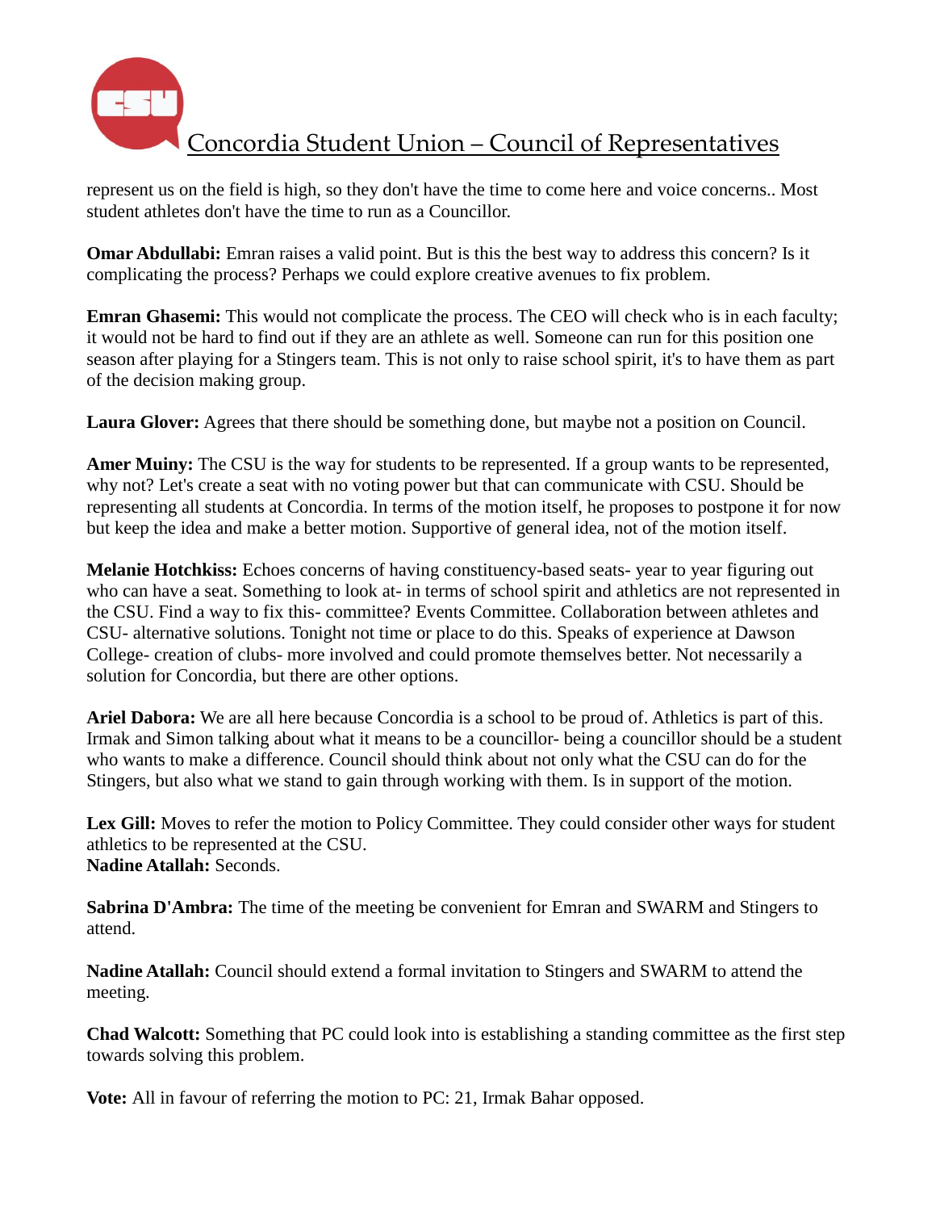represent us on the field is high, so they don't have the time to come here and voice concerns.. Most student athletes don't have the time to run as a Councillor.

**Omar Abdullabi:** Emran raises a valid point. But is this the best way to address this concern? Is it complicating the process? Perhaps we could explore creative avenues to fix problem.

**Emran Ghasemi:** This would not complicate the process. The CEO will check who is in each faculty; it would not be hard to find out if they are an athlete as well. Someone can run for this position one season after playing for a Stingers team. This is not only to raise school spirit, it's to have them as part of the decision making group.

**Laura Glover:** Agrees that there should be something done, but maybe not a position on Council.

**Amer Muiny:** The CSU is the way for students to be represented. If a group wants to be represented, why not? Let's create a seat with no voting power but that can communicate with CSU. Should be representing all students at Concordia. In terms of the motion itself, he proposes to postpone it for now but keep the idea and make a better motion. Supportive of general idea, not of the motion itself.

**Melanie Hotchkiss:** Echoes concerns of having constituency-based seats- year to year figuring out who can have a seat. Something to look at- in terms of school spirit and athletics are not represented in the CSU. Find a way to fix this- committee? Events Committee. Collaboration between athletes and CSU- alternative solutions. Tonight not time or place to do this. Speaks of experience at Dawson College- creation of clubs- more involved and could promote themselves better. Not necessarily a solution for Concordia, but there are other options.

**Ariel Dabora:** We are all here because Concordia is a school to be proud of. Athletics is part of this. Irmak and Simon talking about what it means to be a councillor- being a councillor should be a student who wants to make a difference. Council should think about not only what the CSU can do for the Stingers, but also what we stand to gain through working with them. Is in support of the motion.

**Lex Gill:** Moves to refer the motion to Policy Committee. They could consider other ways for student athletics to be represented at the CSU.
**Nadine Atallah:** Seconds.

**Sabrina D'Ambra:** The time of the meeting be convenient for Emran and SWARM and Stingers to attend.

**Nadine Atallah:** Council should extend a formal invitation to Stingers and SWARM to attend the meeting.

**Chad Walcott:** Something that PC could look into is establishing a standing committee as the first step towards solving this problem.

**Vote:** All in favour of referring the motion to PC: 21, Irmak Bahar opposed.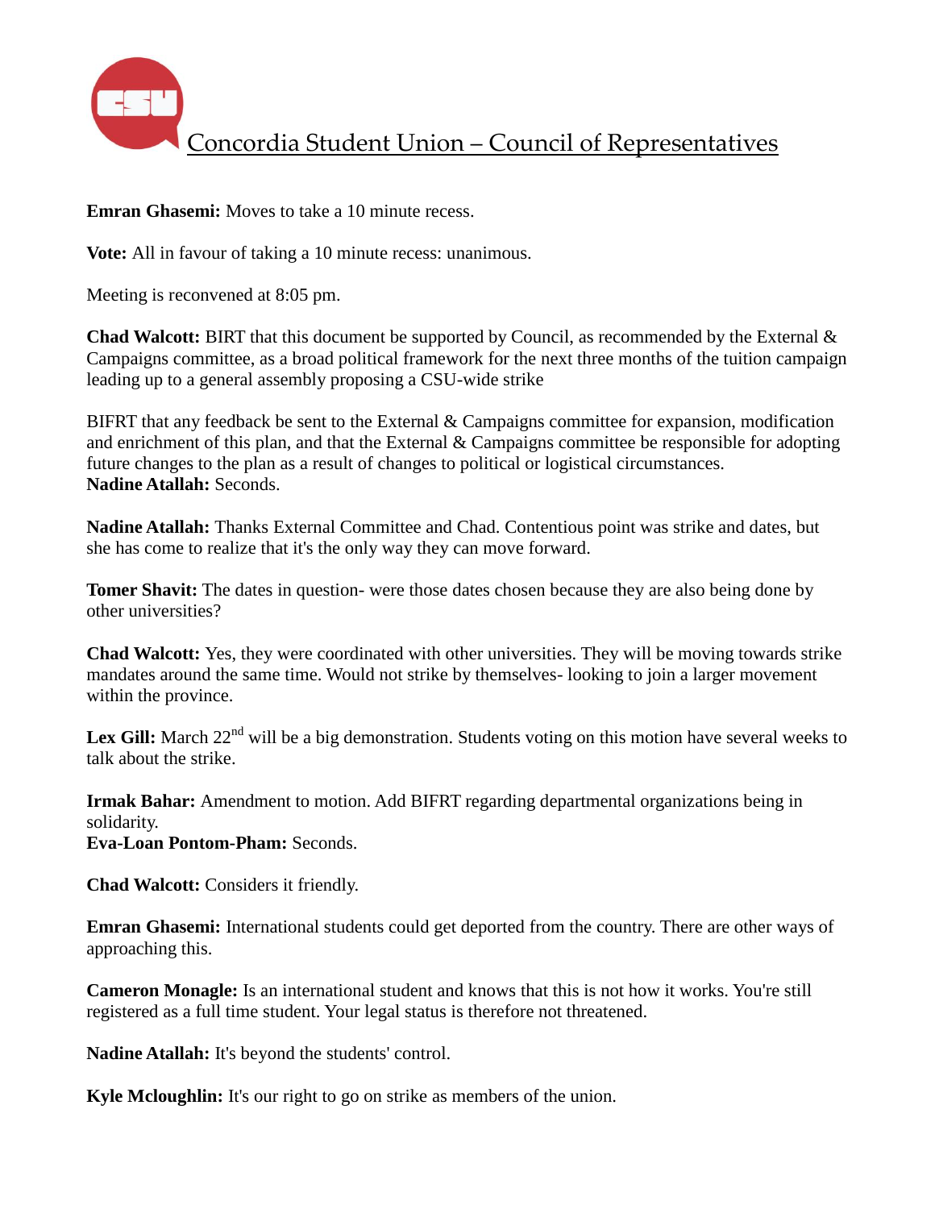**Emran Ghasemi:** Moves to take a 10 minute recess.

**Vote:** All in favour of taking a 10 minute recess: unanimous.

Meeting is reconvened at 8:05 pm.

**Chad Walcott:** BIRT that this document be supported by Council, as recommended by the External & Campaigns committee, as a broad political framework for the next three months of the tuition campaign leading up to a general assembly proposing a CSU-wide strike

BIFRT that any feedback be sent to the External & Campaigns committee for expansion, modification and enrichment of this plan, and that the External & Campaigns committee be responsible for adopting future changes to the plan as a result of changes to political or logistical circumstances.
**Nadine Atallah:** Seconds.

**Nadine Atallah:** Thanks External Committee and Chad. Contentious point was strike and dates, but she has come to realize that it's the only way they can move forward.

**Tomer Shavit:** The dates in question- were those dates chosen because they are also being done by other universities?

**Chad Walcott:** Yes, they were coordinated with other universities. They will be moving towards strike mandates around the same time. Would not strike by themselves- looking to join a larger movement within the province.

**Lex Gill:** March 22nd will be a big demonstration. Students voting on this motion have several weeks to talk about the strike.

**Irmak Bahar:** Amendment to motion. Add BIFRT regarding departmental organizations being in solidarity.
**Eva-Loan Pontom-Pham:** Seconds.

**Chad Walcott:** Considers it friendly.

**Emran Ghasemi:** International students could get deported from the country. There are other ways of approaching this.

**Cameron Monagle:** Is an international student and knows that this is not how it works. You're still registered as a full time student. Your legal status is therefore not threatened.

**Nadine Atallah:** It's beyond the students' control.

**Kyle Mcloughlin:** It's our right to go on strike as members of the union.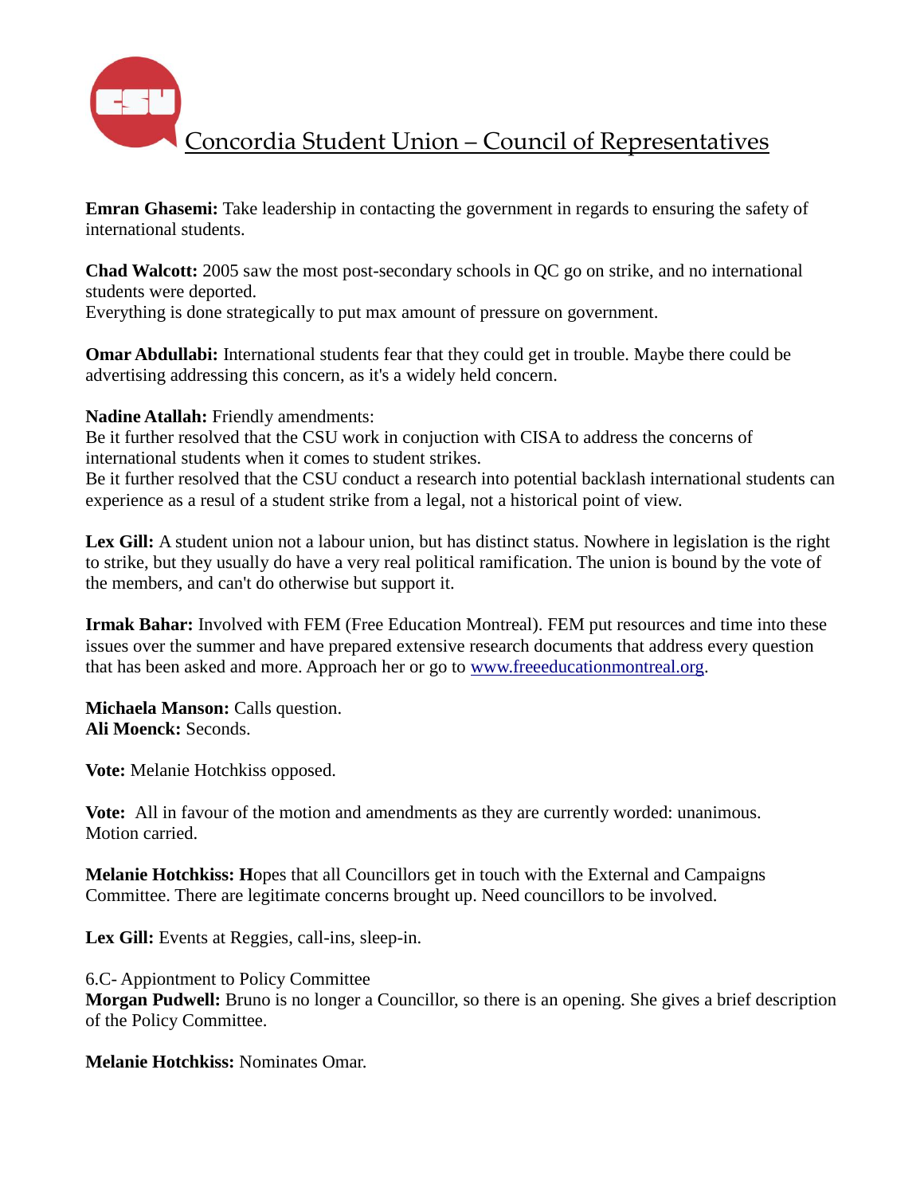**Emran Ghasemi:** Take leadership in contacting the government in regards to ensuring the safety of international students.

**Chad Walcott:** 2005 saw the most post-secondary schools in QC go on strike, and no international students were deported.
Everything is done strategically to put max amount of pressure on government.

**Omar Abdullabi:** International students fear that they could get in trouble. Maybe there could be advertising addressing this concern, as it's a widely held concern.

**Nadine Atallah:** Friendly amendments:
Be it further resolved that the CSU work in conjuction with CISA to address the concerns of international students when it comes to student strikes.
Be it further resolved that the CSU conduct a research into potential backlash international students can experience as a resul of a student strike from a legal, not a historical point of view.

**Lex Gill:** A student union not a labour union, but has distinct status. Nowhere in legislation is the right to strike, but they usually do have a very real political ramification. The union is bound by the vote of the members, and can't do otherwise but support it.

**Irmak Bahar:** Involved with FEM (Free Education Montreal). FEM put resources and time into these issues over the summer and have prepared extensive research documents that address every question that has been asked and more. Approach her or go to www.freeeducationmontreal.org.

**Michaela Manson:** Calls question.
**Ali Moenck:** Seconds.

**Vote:** Melanie Hotchkiss opposed.

**Vote:** All in favour of the motion and amendments as they are currently worded: unanimous.
Motion carried.

**Melanie Hotchkiss: H**opes that all Councillors get in touch with the External and Campaigns Committee. There are legitimate concerns brought up. Need councillors to be involved.

**Lex Gill:** Events at Reggies, call-ins, sleep-in.

6.C- Appiontment to Policy Committee
**Morgan Pudwell:** Bruno is no longer a Councillor, so there is an opening. She gives a brief description of the Policy Committee.

**Melanie Hotchkiss:** Nominates Omar.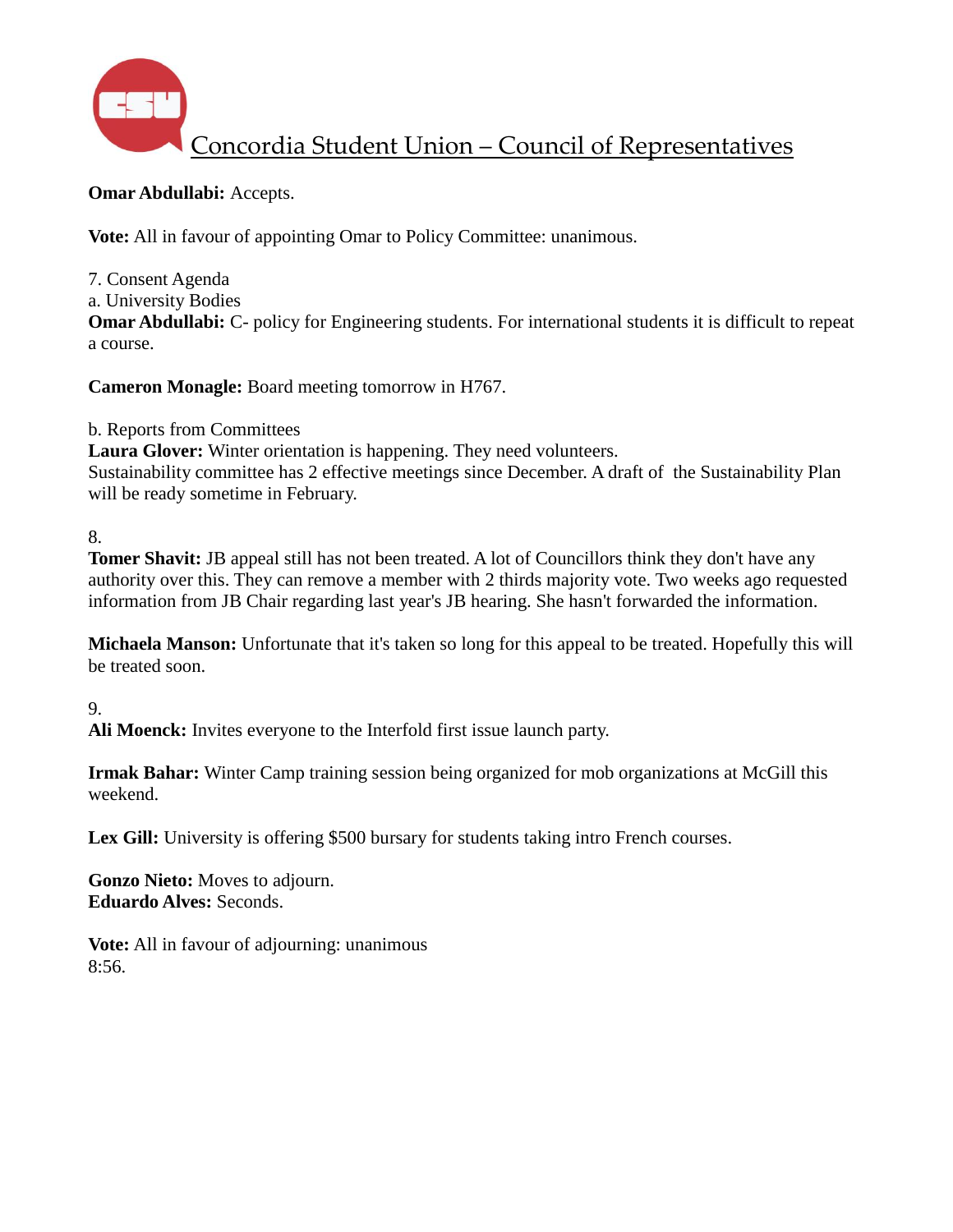**Omar Abdullabi:** Accepts.

**Vote:** All in favour of appointing Omar to Policy Committee: unanimous.

7. Consent Agenda
a. University Bodies
**Omar Abdullabi:** C- policy for Engineering students. For international students it is difficult to repeat a course.

**Cameron Monagle:** Board meeting tomorrow in H767.

b. Reports from Committees
**Laura Glover:** Winter orientation is happening. They need volunteers.
Sustainability committee has 2 effective meetings since December. A draft of the Sustainability Plan will be ready sometime in February.

8.
**Tomer Shavit:** JB appeal still has not been treated. A lot of Councillors think they don't have any authority over this. They can remove a member with 2 thirds majority vote. Two weeks ago requested information from JB Chair regarding last year's JB hearing. She hasn't forwarded the information.

**Michaela Manson:** Unfortunate that it's taken so long for this appeal to be treated. Hopefully this will be treated soon.

9.
**Ali Moenck:** Invites everyone to the Interfold first issue launch party.

**Irmak Bahar:** Winter Camp training session being organized for mob organizations at McGill this weekend.

**Lex Gill:** University is offering $500 bursary for students taking intro French courses.

**Gonzo Nieto:** Moves to adjourn.
**Eduardo Alves:** Seconds.

**Vote:** All in favour of adjourning: unanimous
8:56.